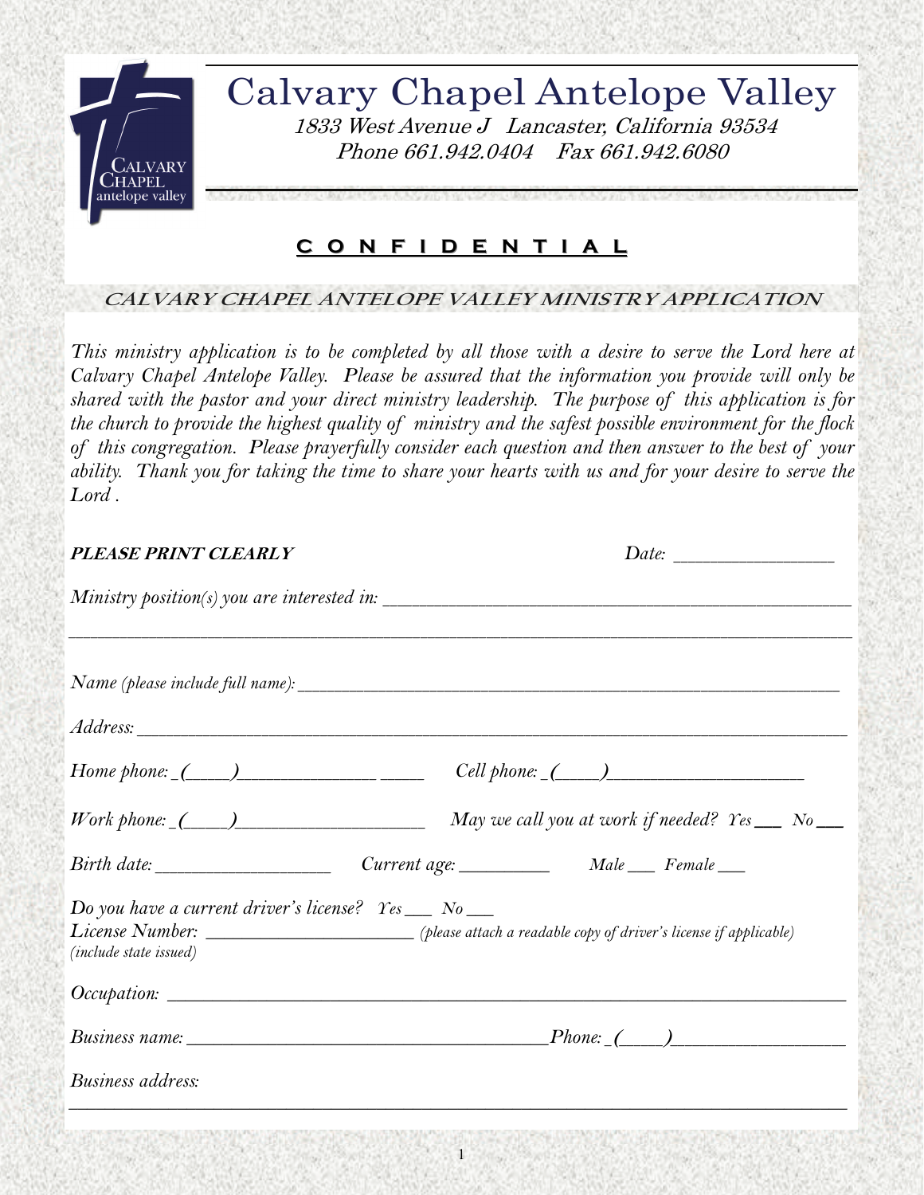# Calvary Chapel Antelope Valley

*1833 West Avenue J Lancaster, California 93534*
*Phone 661.942.0404 Fax 661.942.6080*

**C O N F I D E N T I A L**

## *CALVARY CHAPEL ANTELOPE VALLEY MINISTRY APPLICATION*

*This ministry application is to be completed by all those with a desire to serve the Lord here at Calvary Chapel Antelope Valley. Please be assured that the information you provide will only be shared with the pastor and your direct ministry leadership. The purpose of this application is for the church to provide the highest quality of ministry and the safest possible environment for the flock of this congregation. Please prayerfully consider each question and then answer to the best of your ability. Thank you for taking the time to share your hearts with us and for your desire to serve the Lord .*

***PLEASE PRINT CLEARLY*** *Date:* _______________

*Ministry position(s) you are interested in:* ___________________________________________

___________________________________________________________________________

*Name (please include full name):* ___________________________________________________

*Address:* _____________________________________________________________________

*Home phone:* _(____)______________ _____ *Cell phone:* _(____)___________________

*Work phone:* _(____)___________________ *May we call you at work if needed? Yes* ___ *No* ___

*Birth date:* _________________ *Current age:* _________ *Male* ___ *Female* ___

*Do you have a current driver's license? Yes* ___ *No* ___
*License Number:* ____________________ *(please attach a readable copy of driver's license if applicable)*
*(include state issued)*

*Occupation:* __________________________________________________________________

*Business name:* ___________________________________*Phone:* _(____)_________________

*Business address:*

___________________________________________________________________________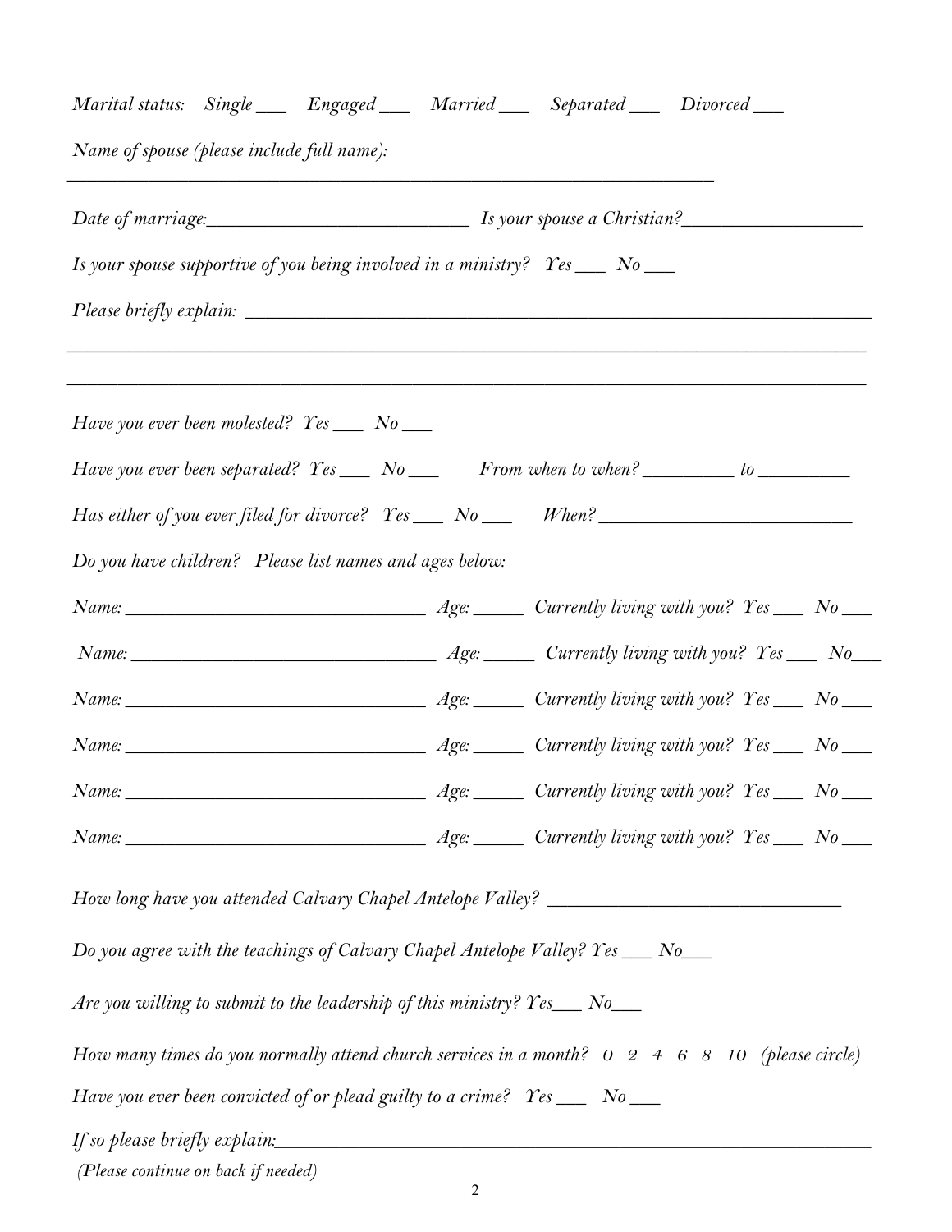*Marital status: Single ___ Engaged ___ Married ___ Separated ___ Divorced ___*

*Name of spouse (please include full name):*

_______________________________________________________________

*Date of marriage:_________________________ Is your spouse a Christian?_________________*

*Is your spouse supportive of you being involved in a ministry? Yes ___ No ___*

*Please briefly explain:* _____________________________________________________

_______________________________________________________________________

_______________________________________________________________________

*Have you ever been molested? Yes ___ No ___*

*Have you ever been separated? Yes ___ No ___ From when to when? _________ to _________*

*Has either of you ever filed for divorce? Yes ___ No ___ When? _______________________*

*Do you have children? Please list names and ages below:*

*Name: ____________________________ Age: _____ Currently living with you? Yes ___ No ___*

*Name: ____________________________ Age: _____ Currently living with you? Yes ___ No___*

*Name: ____________________________ Age: _____ Currently living with you? Yes ___ No ___*

*Name: ____________________________ Age: _____ Currently living with you? Yes ___ No ___*

*Name: ____________________________ Age: _____ Currently living with you? Yes ___ No ___*

*Name: ____________________________ Age: _____ Currently living with you? Yes ___ No ___*

*How long have you attended Calvary Chapel Antelope Valley?* ___________________________

*Do you agree with the teachings of Calvary Chapel Antelope Valley? Yes ___ No___*

*Are you willing to submit to the leadership of this ministry? Yes___ No___*

*How many times do you normally attend church services in a month? 0 2 4 6 8 10 (please circle)*

*Have you ever been convicted of or plead guilty to a crime? Yes ___ No ___*

*If so please briefly explain:*_______________________________________________________

*(Please continue on back if needed)*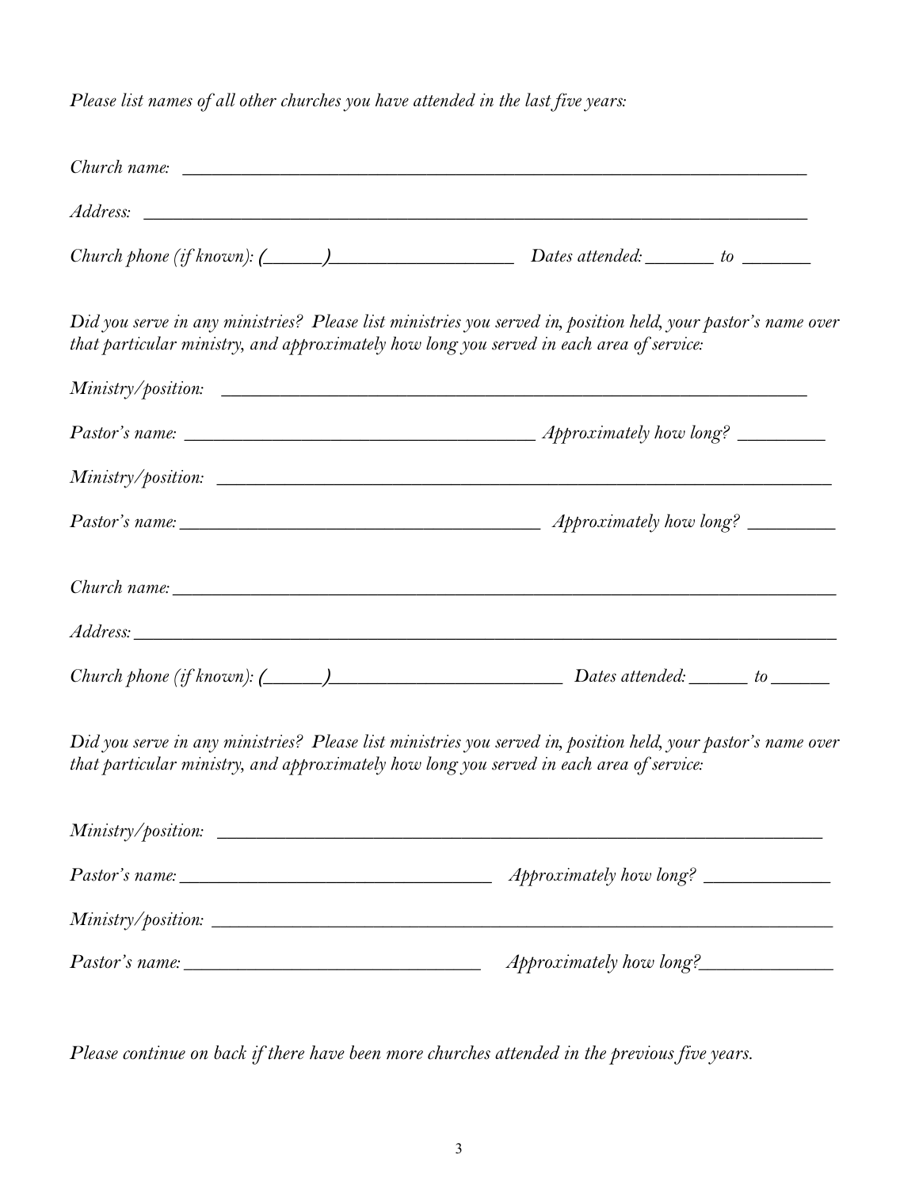*Please list names of all other churches you have attended in the last five years:*

*Church name:* ___________________________________________________________________

*Address:* ______________________________________________________________________

*Church phone (if known):* (______)____________________ *Dates attended:* _______ *to* _______

*Did you serve in any ministries? Please list ministries you served in, position held, your pastor's name over that particular ministry, and approximately how long you served in each area of service:*

*Ministry/position:* ______________________________________________________________

*Pastor's name:* _____________________________________ *Approximately how long?* _________

*Ministry/position:* ______________________________________________________________

*Pastor's name:* _____________________________________ *Approximately how long?* _________

*Church name:* ___________________________________________________________________

*Address:* ______________________________________________________________________

*Church phone (if known):* (______)_________________________ *Dates attended:* ______ *to* ______

*Did you serve in any ministries? Please list ministries you served in, position held, your pastor's name over that particular ministry, and approximately how long you served in each area of service:*

*Ministry/position:* ______________________________________________________________

*Pastor's name:* _________________________________ *Approximately how long?* _____________

*Ministry/position:* ______________________________________________________________

*Pastor's name:* ________________________________ *Approximately how long?*_____________

*Please continue on back if there have been more churches attended in the previous five years.*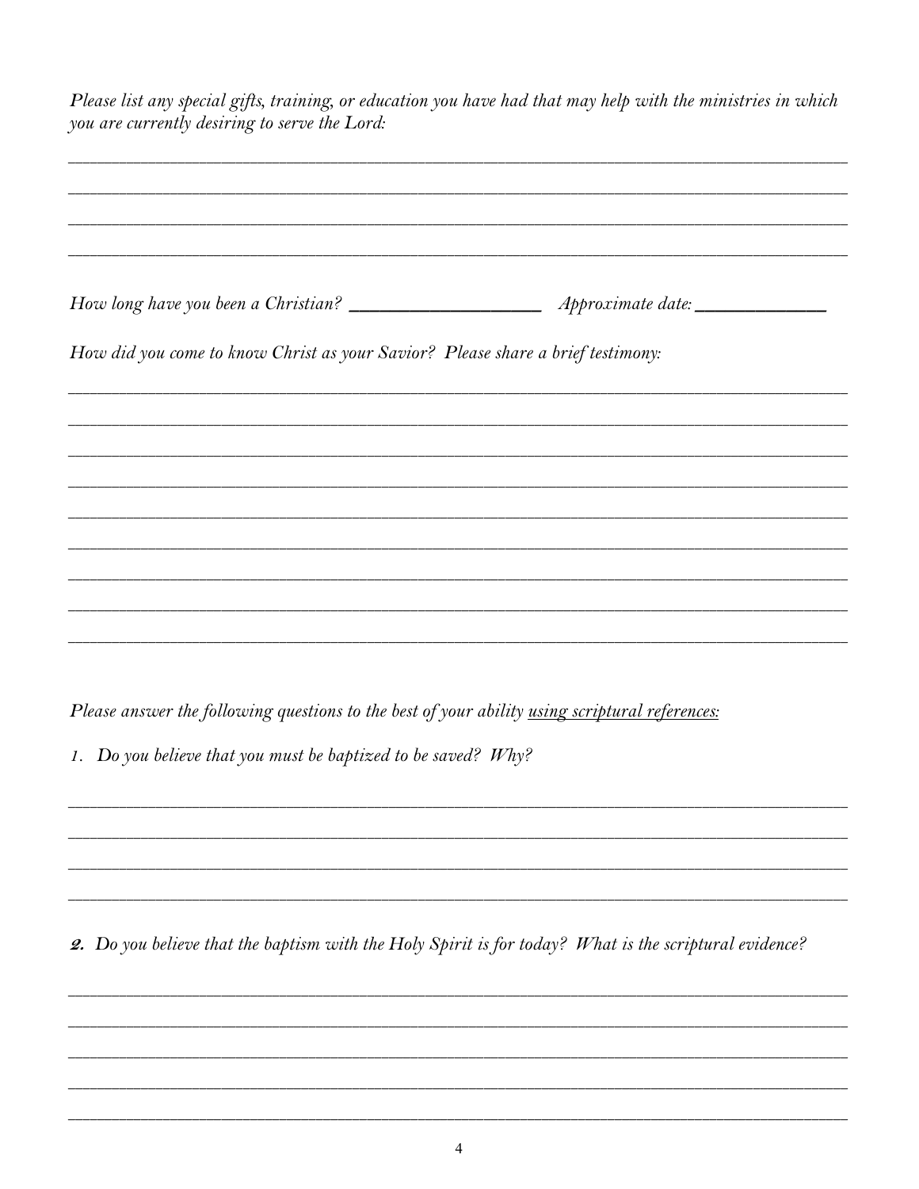*Please list any special gifts, training, or education you have had that may help with the ministries in which you are currently desiring to serve the Lord:*

_______________________________________________________________________________

_______________________________________________________________________________

_______________________________________________________________________________

_______________________________________________________________________________

*How long have you been a Christian?* ____________________ *Approximate date:* ______________

*How did you come to know Christ as your Savior? Please share a brief testimony:*

_______________________________________________________________________________

_______________________________________________________________________________

_______________________________________________________________________________

_______________________________________________________________________________

_______________________________________________________________________________

_______________________________________________________________________________

_______________________________________________________________________________

_______________________________________________________________________________

_______________________________________________________________________________

*Please answer the following questions to the best of your ability <u>using scriptural references:</u>*

*1. Do you believe that you must be baptized to be saved? Why?*

_______________________________________________________________________________

_______________________________________________________________________________

_______________________________________________________________________________

_______________________________________________________________________________

***2.*** *Do you believe that the baptism with the Holy Spirit is for today? What is the scriptural evidence?*

_______________________________________________________________________________

_______________________________________________________________________________

_______________________________________________________________________________

_______________________________________________________________________________

_______________________________________________________________________________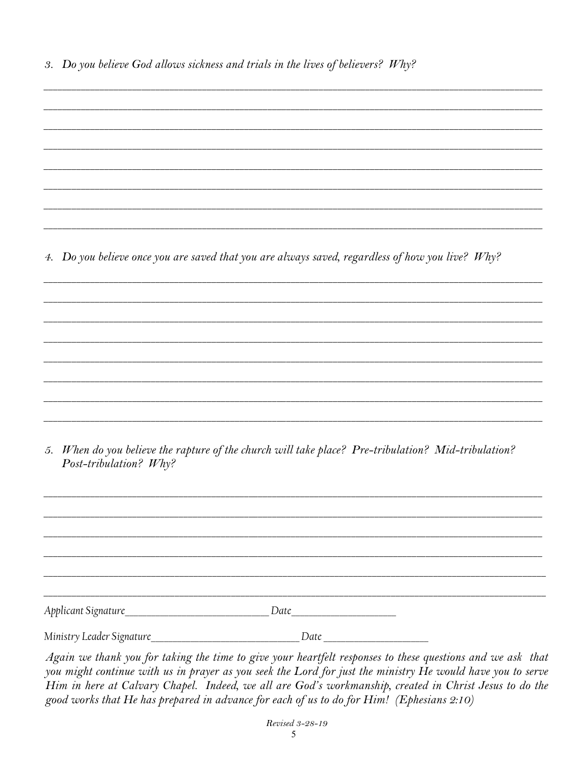3. *Do you believe God allows sickness and trials in the lives of believers? Why?*

________________________________________________________________________________________

________________________________________________________________________________________

________________________________________________________________________________________

________________________________________________________________________________________

________________________________________________________________________________________

________________________________________________________________________________________

________________________________________________________________________________________

________________________________________________________________________________________

4. *Do you believe once you are saved that you are always saved, regardless of how you live? Why?*

________________________________________________________________________________________

________________________________________________________________________________________

________________________________________________________________________________________

________________________________________________________________________________________

________________________________________________________________________________________

________________________________________________________________________________________

________________________________________________________________________________________

________________________________________________________________________________________

5. *When do you believe the rapture of the church will take place? Pre-tribulation? Mid-tribulation? Post-tribulation? Why?*

________________________________________________________________________________________

________________________________________________________________________________________

________________________________________________________________________________________

________________________________________________________________________________________

________________________________________________________________________________________

________________________________________________________________________________________

Applicant Signature_____________________________ Date____________________

Ministry Leader Signature_____________________________ Date ____________________

*Again we thank you for taking the time to give your heartfelt responses to these questions and we ask that you might continue with us in prayer as you seek the Lord for just the ministry He would have you to serve Him in here at Calvary Chapel. Indeed, we all are God's workmanship, created in Christ Jesus to do the good works that He has prepared in advance for each of us to do for Him! (Ephesians 2:10)*

*Revised 3-28-19*